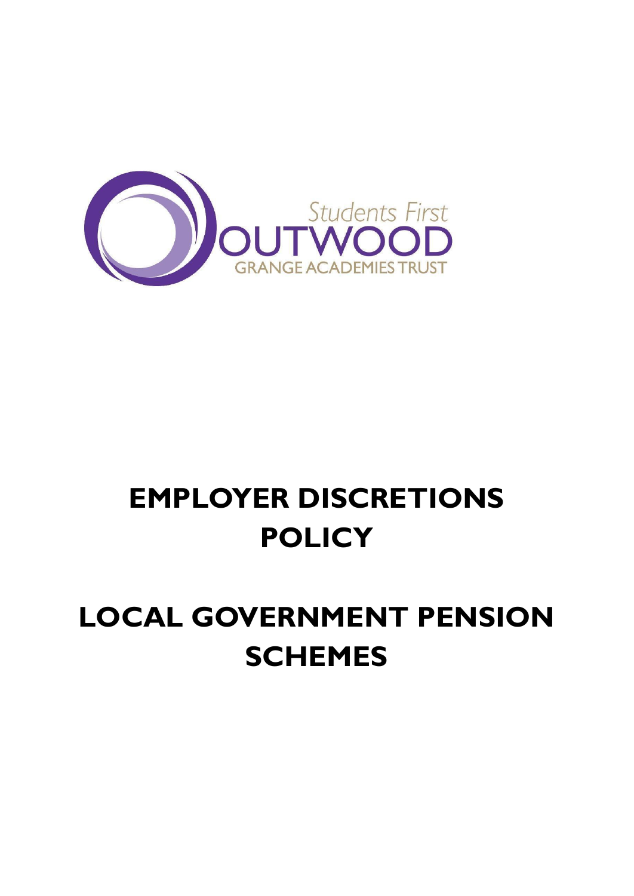Students First
OUTWOOD
GRANGE ACADEMIES TRUST

# EMPLOYER DISCRETIONS POLICY

# LOCAL GOVERNMENT PENSION SCHEMES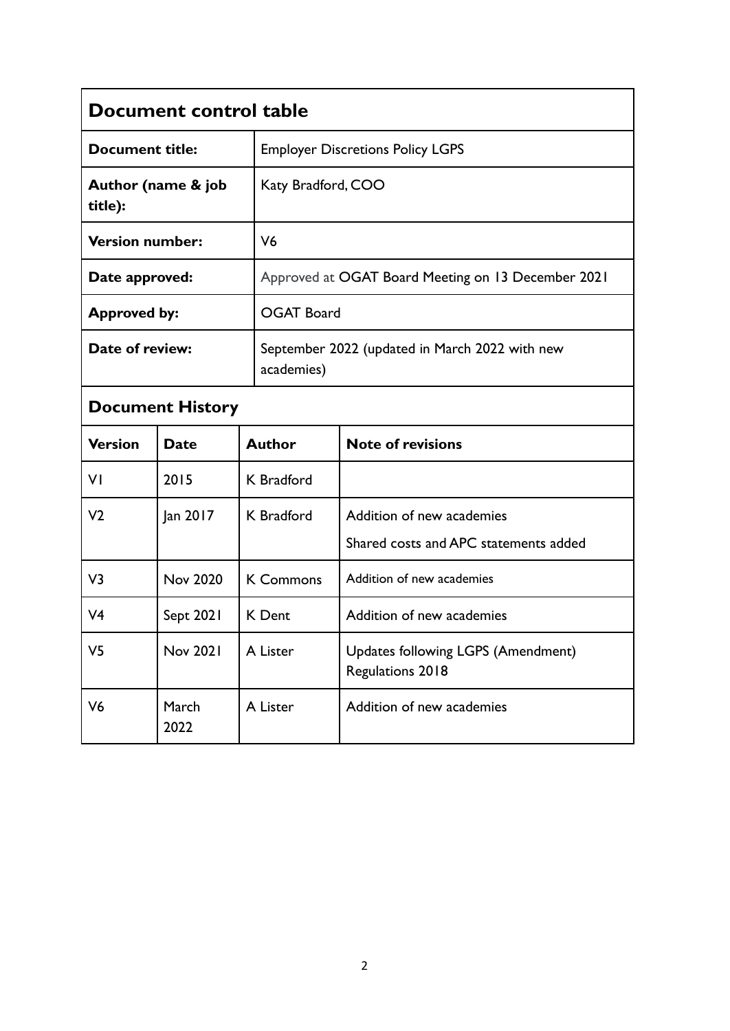## Document control table

| | |
|---|---|
| **Document title:** | Employer Discretions Policy LGPS |
| **Author (name & job title):** | Katy Bradford, COO |
| **Version number:** | V6 |
| **Date approved:** | Approved at OGAT Board Meeting on 13 December 2021 |
| **Approved by:** | OGAT Board |
| **Date of review:** | September 2022 (updated in March 2022 with new academies) |

## Document History

| Version | Date | Author | Note of revisions |
|---|---|---|---|
| V1 | 2015 | K Bradford | |
| V2 | Jan 2017 | K Bradford | Addition of new academies<br>Shared costs and APC statements added |
| V3 | Nov 2020 | K Commons | Addition of new academies |
| V4 | Sept 2021 | K Dent | Addition of new academies |
| V5 | Nov 2021 | A Lister | Updates following LGPS (Amendment) Regulations 2018 |
| V6 | March 2022 | A Lister | Addition of new academies |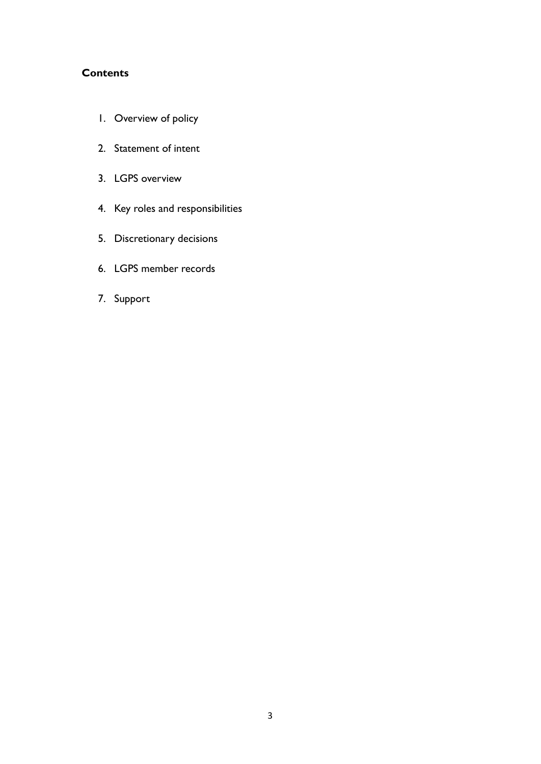**Contents**

1. Overview of policy
2. Statement of intent
3. LGPS overview
4. Key roles and responsibilities
5. Discretionary decisions
6. LGPS member records
7. Support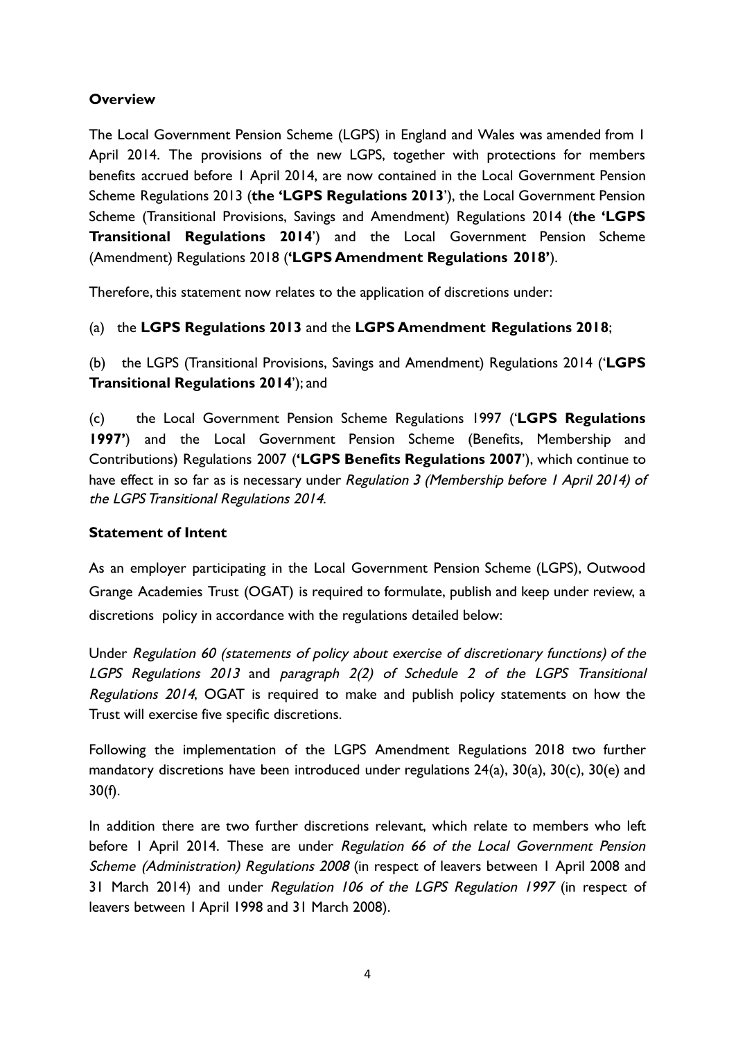**Overview**

The Local Government Pension Scheme (LGPS) in England and Wales was amended from 1 April 2014. The provisions of the new LGPS, together with protections for members benefits accrued before 1 April 2014, are now contained in the Local Government Pension Scheme Regulations 2013 (**the 'LGPS Regulations 2013'**), the Local Government Pension Scheme (Transitional Provisions, Savings and Amendment) Regulations 2014 (**the 'LGPS Transitional Regulations 2014'**) and the Local Government Pension Scheme (Amendment) Regulations 2018 (**'LGPS Amendment Regulations 2018'**).

Therefore, this statement now relates to the application of discretions under:

(a) the **LGPS Regulations 2013** and the **LGPS Amendment Regulations 2018**;

(b) the LGPS (Transitional Provisions, Savings and Amendment) Regulations 2014 ('**LGPS Transitional Regulations 2014**'); and

(c) the Local Government Pension Scheme Regulations 1997 ('**LGPS Regulations 1997'**) and the Local Government Pension Scheme (Benefits, Membership and Contributions) Regulations 2007 (**'LGPS Benefits Regulations 2007**'), which continue to have effect in so far as is necessary under *Regulation 3 (Membership before 1 April 2014) of the LGPS Transitional Regulations 2014.*

**Statement of Intent**

As an employer participating in the Local Government Pension Scheme (LGPS), Outwood Grange Academies Trust (OGAT) is required to formulate, publish and keep under review, a discretions policy in accordance with the regulations detailed below:

Under *Regulation 60 (statements of policy about exercise of discretionary functions) of the LGPS Regulations 2013* and *paragraph 2(2) of Schedule 2 of the LGPS Transitional Regulations 2014*, OGAT is required to make and publish policy statements on how the Trust will exercise five specific discretions.

Following the implementation of the LGPS Amendment Regulations 2018 two further mandatory discretions have been introduced under regulations 24(a), 30(a), 30(c), 30(e) and 30(f).

In addition there are two further discretions relevant, which relate to members who left before 1 April 2014. These are under *Regulation 66 of the Local Government Pension Scheme (Administration) Regulations 2008* (in respect of leavers between 1 April 2008 and 31 March 2014) and under *Regulation 106 of the LGPS Regulation 1997* (in respect of leavers between 1 April 1998 and 31 March 2008).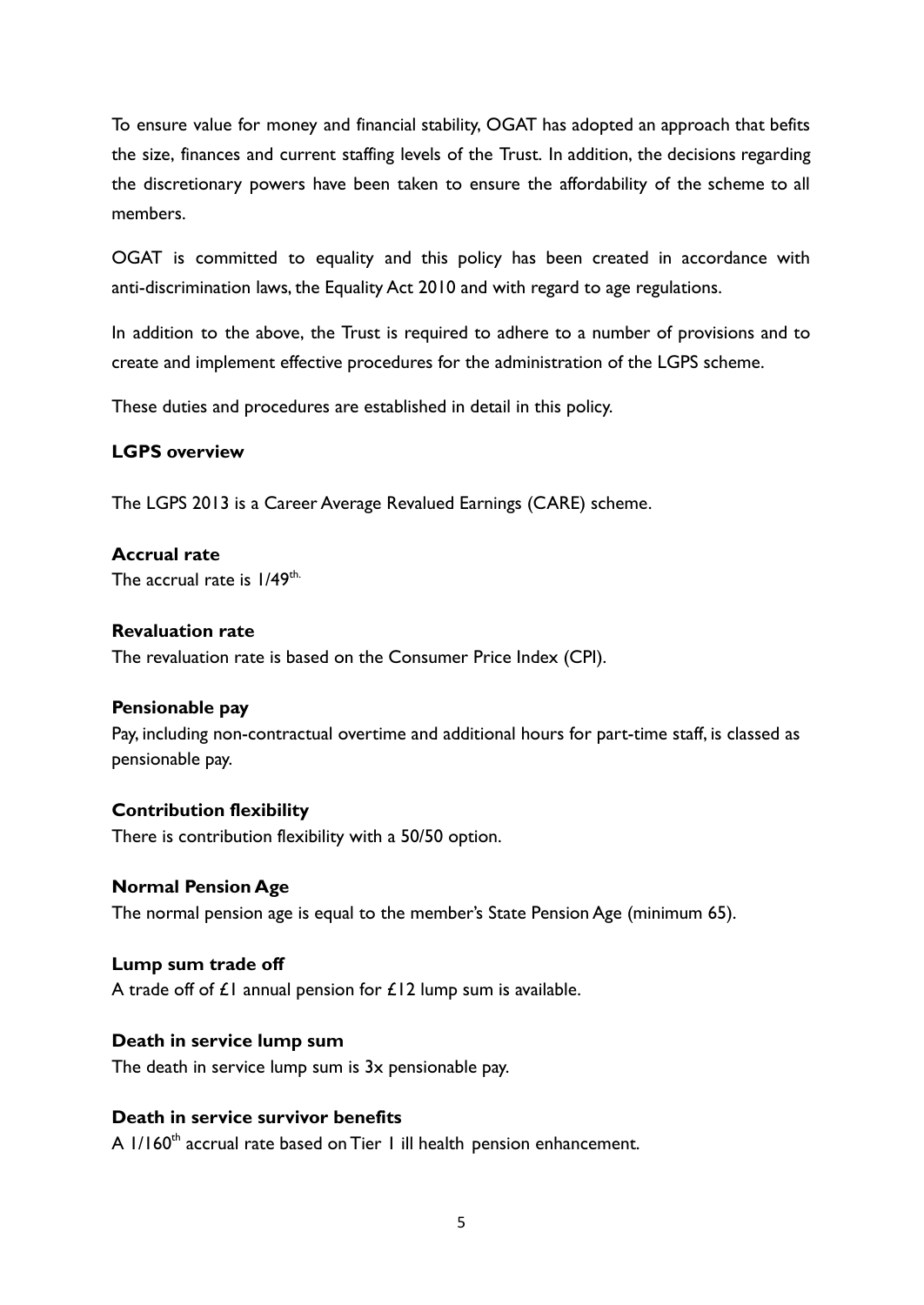To ensure value for money and financial stability, OGAT has adopted an approach that befits the size, finances and current staffing levels of the Trust. In addition, the decisions regarding the discretionary powers have been taken to ensure the affordability of the scheme to all members.

OGAT is committed to equality and this policy has been created in accordance with anti-discrimination laws, the Equality Act 2010 and with regard to age regulations.

In addition to the above, the Trust is required to adhere to a number of provisions and to create and implement effective procedures for the administration of the LGPS scheme.

These duties and procedures are established in detail in this policy.

**LGPS overview**

The LGPS 2013 is a Career Average Revalued Earnings (CARE) scheme.

**Accrual rate**
The accrual rate is 1/49th.

**Revaluation rate**
The revaluation rate is based on the Consumer Price Index (CPI).

**Pensionable pay**
Pay, including non-contractual overtime and additional hours for part-time staff, is classed as pensionable pay.

**Contribution flexibility**
There is contribution flexibility with a 50/50 option.

**Normal Pension Age**
The normal pension age is equal to the member's State Pension Age (minimum 65).

**Lump sum trade off**
A trade off of £1 annual pension for £12 lump sum is available.

**Death in service lump sum**
The death in service lump sum is 3x pensionable pay.

**Death in service survivor benefits**
A 1/160th accrual rate based on Tier 1 ill health pension enhancement.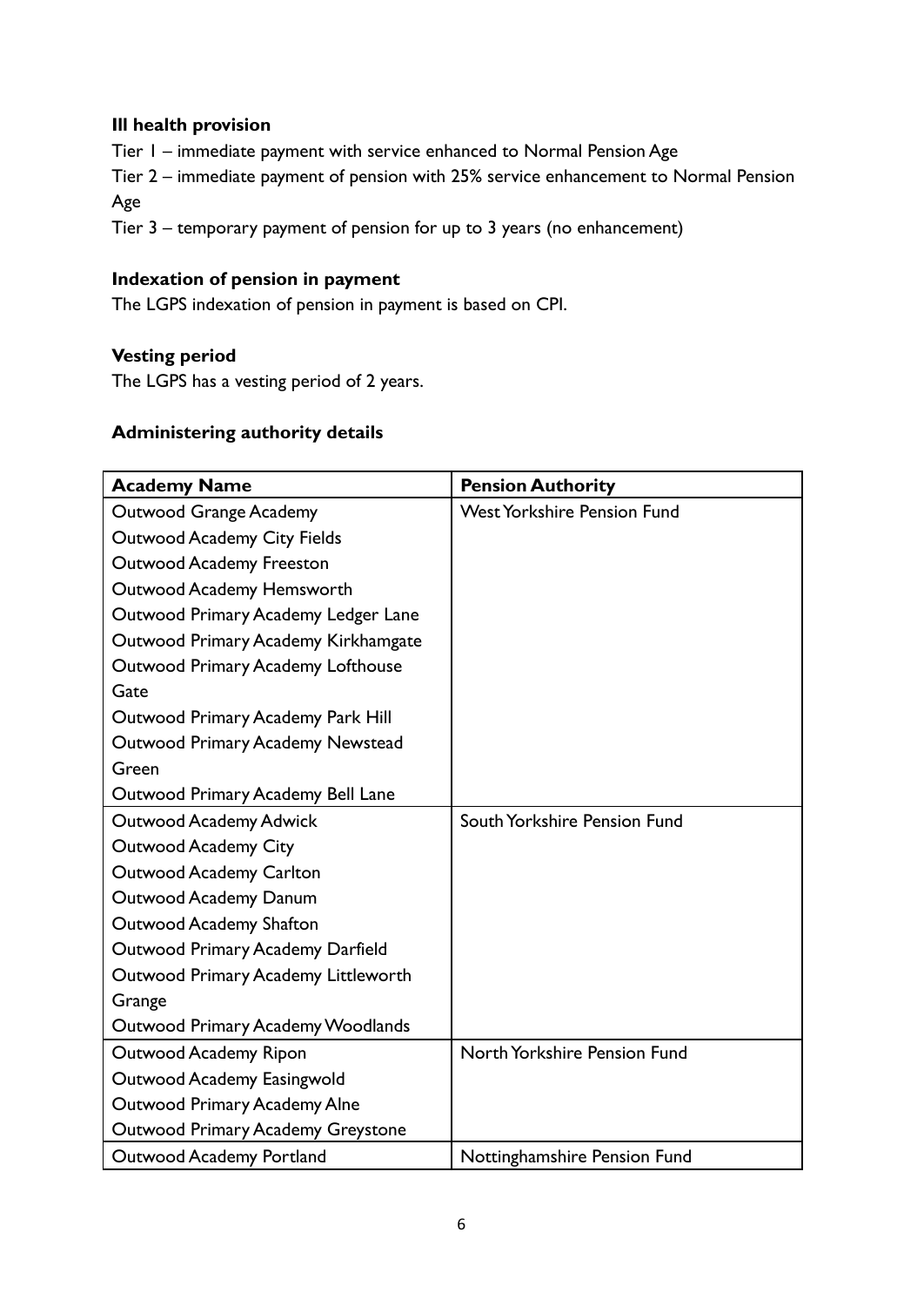**Ill health provision**

Tier 1 – immediate payment with service enhanced to Normal Pension Age

Tier 2 – immediate payment of pension with 25% service enhancement to Normal Pension Age

Tier 3 – temporary payment of pension for up to 3 years (no enhancement)

**Indexation of pension in payment**

The LGPS indexation of pension in payment is based on CPI.

**Vesting period**

The LGPS has a vesting period of 2 years.

**Administering authority details**

| Academy Name | Pension Authority |
|---|---|
| Outwood Grange Academy<br>Outwood Academy City Fields<br>Outwood Academy Freeston<br>Outwood Academy Hemsworth<br>Outwood Primary Academy Ledger Lane<br>Outwood Primary Academy Kirkhamgate<br>Outwood Primary Academy Lofthouse Gate<br>Outwood Primary Academy Park Hill<br>Outwood Primary Academy Newstead Green<br>Outwood Primary Academy Bell Lane | West Yorkshire Pension Fund |
| Outwood Academy Adwick<br>Outwood Academy City<br>Outwood Academy Carlton<br>Outwood Academy Danum<br>Outwood Academy Shafton<br>Outwood Primary Academy Darfield<br>Outwood Primary Academy Littleworth Grange<br>Outwood Primary Academy Woodlands | South Yorkshire Pension Fund |
| Outwood Academy Ripon<br>Outwood Academy Easingwold<br>Outwood Primary Academy Alne<br>Outwood Primary Academy Greystone | North Yorkshire Pension Fund |
| Outwood Academy Portland | Nottinghamshire Pension Fund |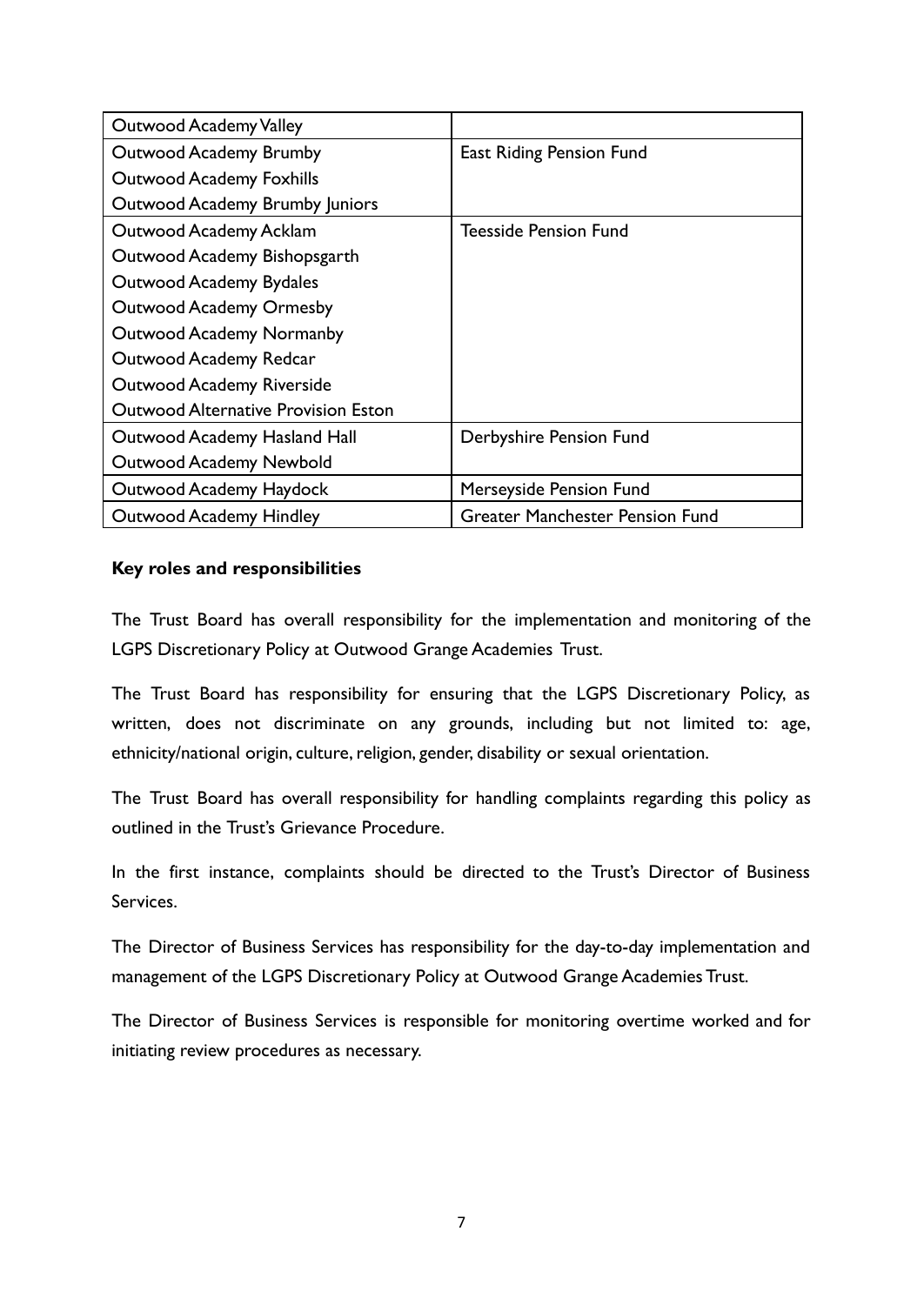| | |
|---|---|
| Outwood Academy Valley | |
| Outwood Academy Brumby<br>Outwood Academy Foxhills<br>Outwood Academy Brumby Juniors | East Riding Pension Fund |
| Outwood Academy Acklam<br>Outwood Academy Bishopsgarth<br>Outwood Academy Bydales<br>Outwood Academy Ormesby<br>Outwood Academy Normanby<br>Outwood Academy Redcar<br>Outwood Academy Riverside<br>Outwood Alternative Provision Eston | Teesside Pension Fund |
| Outwood Academy Hasland Hall<br>Outwood Academy Newbold | Derbyshire Pension Fund |
| Outwood Academy Haydock | Merseyside Pension Fund |
| Outwood Academy Hindley | Greater Manchester Pension Fund |

**Key roles and responsibilities**

The Trust Board has overall responsibility for the implementation and monitoring of the LGPS Discretionary Policy at Outwood Grange Academies Trust.

The Trust Board has responsibility for ensuring that the LGPS Discretionary Policy, as written, does not discriminate on any grounds, including but not limited to: age, ethnicity/national origin, culture, religion, gender, disability or sexual orientation.

The Trust Board has overall responsibility for handling complaints regarding this policy as outlined in the Trust's Grievance Procedure.

In the first instance, complaints should be directed to the Trust's Director of Business Services.

The Director of Business Services has responsibility for the day-to-day implementation and management of the LGPS Discretionary Policy at Outwood Grange Academies Trust.

The Director of Business Services is responsible for monitoring overtime worked and for initiating review procedures as necessary.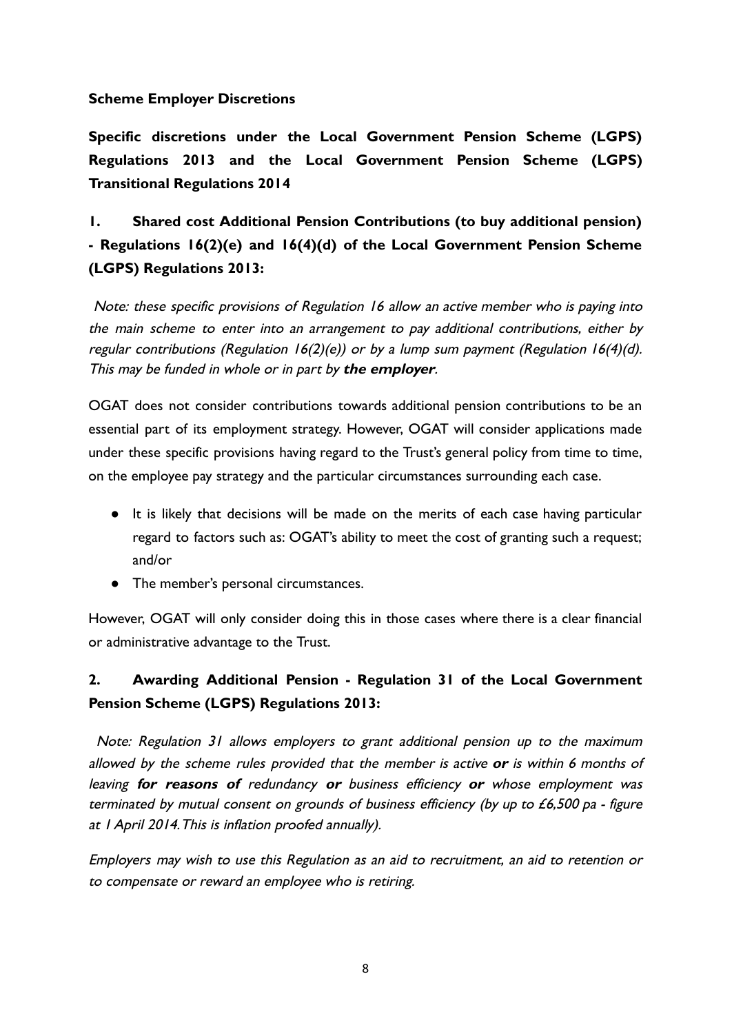**Scheme Employer Discretions**

**Specific discretions under the Local Government Pension Scheme (LGPS) Regulations 2013 and the Local Government Pension Scheme (LGPS) Transitional Regulations 2014**

## 1. Shared cost Additional Pension Contributions (to buy additional pension) - Regulations 16(2)(e) and 16(4)(d) of the Local Government Pension Scheme (LGPS) Regulations 2013:

*Note: these specific provisions of Regulation 16 allow an active member who is paying into the main scheme to enter into an arrangement to pay additional contributions, either by regular contributions (Regulation 16(2)(e)) or by a lump sum payment (Regulation 16(4)(d). This may be funded in whole or in part by* ***the employer****.*

OGAT does not consider contributions towards additional pension contributions to be an essential part of its employment strategy. However, OGAT will consider applications made under these specific provisions having regard to the Trust's general policy from time to time, on the employee pay strategy and the particular circumstances surrounding each case.

- It is likely that decisions will be made on the merits of each case having particular regard to factors such as: OGAT's ability to meet the cost of granting such a request; and/or
- The member's personal circumstances.

However, OGAT will only consider doing this in those cases where there is a clear financial or administrative advantage to the Trust.

## 2. Awarding Additional Pension - Regulation 31 of the Local Government Pension Scheme (LGPS) Regulations 2013:

*Note: Regulation 31 allows employers to grant additional pension up to the maximum allowed by the scheme rules provided that the member is active* ***or*** *is within 6 months of leaving* ***for reasons of*** *redundancy* ***or*** *business efficiency* ***or*** *whose employment was terminated by mutual consent on grounds of business efficiency (by up to £6,500 pa - figure at 1 April 2014. This is inflation proofed annually).*

*Employers may wish to use this Regulation as an aid to recruitment, an aid to retention or to compensate or reward an employee who is retiring.*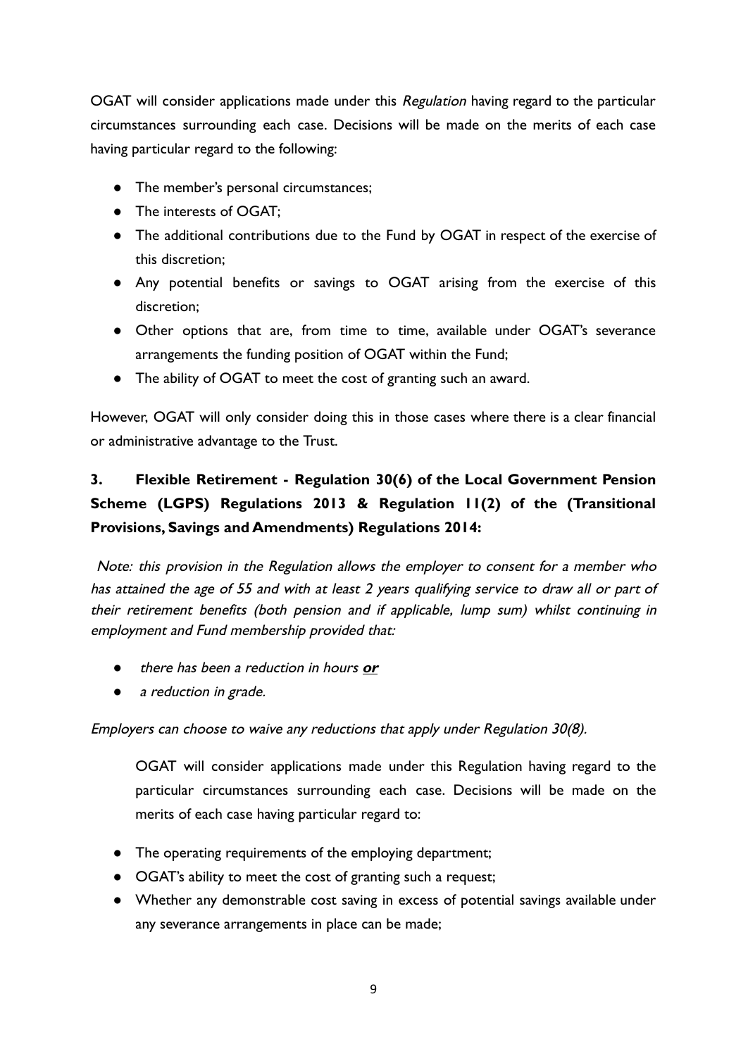OGAT will consider applications made under this *Regulation* having regard to the particular circumstances surrounding each case. Decisions will be made on the merits of each case having particular regard to the following:

- The member's personal circumstances;
- The interests of OGAT;
- The additional contributions due to the Fund by OGAT in respect of the exercise of this discretion;
- Any potential benefits or savings to OGAT arising from the exercise of this discretion;
- Other options that are, from time to time, available under OGAT's severance arrangements the funding position of OGAT within the Fund;
- The ability of OGAT to meet the cost of granting such an award.

However, OGAT will only consider doing this in those cases where there is a clear financial or administrative advantage to the Trust.

## 3. Flexible Retirement - Regulation 30(6) of the Local Government Pension Scheme (LGPS) Regulations 2013 & Regulation 11(2) of the (Transitional Provisions, Savings and Amendments) Regulations 2014:

*Note: this provision in the Regulation allows the employer to consent for a member who has attained the age of 55 and with at least 2 years qualifying service to draw all or part of their retirement benefits (both pension and if applicable, lump sum) whilst continuing in employment and Fund membership provided that:*

- *there has been a reduction in hours* ***<u>or</u>***
- *a reduction in grade.*

*Employers can choose to waive any reductions that apply under Regulation 30(8).*

OGAT will consider applications made under this Regulation having regard to the particular circumstances surrounding each case. Decisions will be made on the merits of each case having particular regard to:

- The operating requirements of the employing department;
- OGAT's ability to meet the cost of granting such a request;
- Whether any demonstrable cost saving in excess of potential savings available under any severance arrangements in place can be made;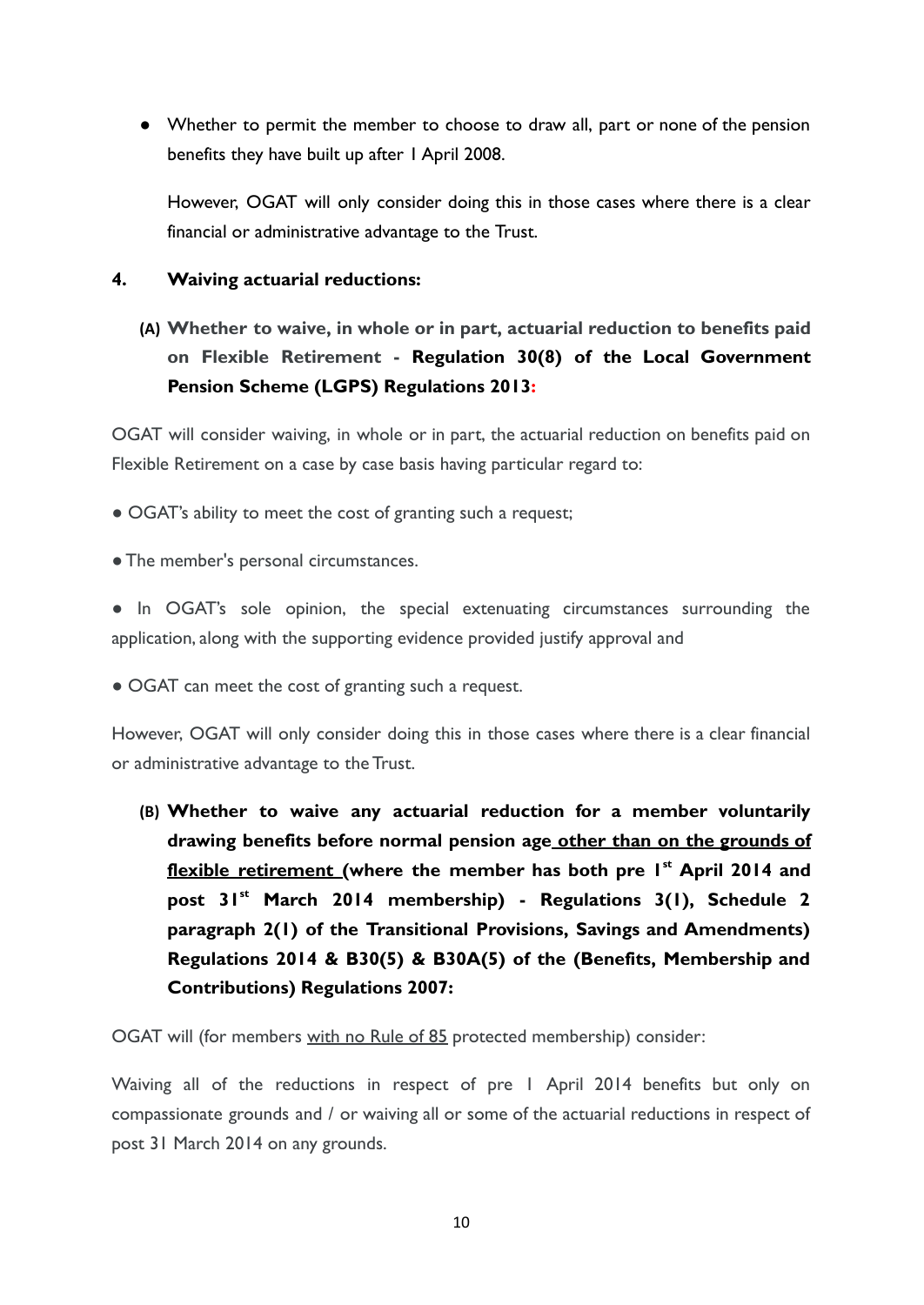- Whether to permit the member to choose to draw all, part or none of the pension benefits they have built up after 1 April 2008.

  However, OGAT will only consider doing this in those cases where there is a clear financial or administrative advantage to the Trust.

### 4. Waiving actuarial reductions:

**(A) Whether to waive, in whole or in part, actuarial reduction to benefits paid on Flexible Retirement - Regulation 30(8) of the Local Government Pension Scheme (LGPS) Regulations 2013:**

OGAT will consider waiving, in whole or in part, the actuarial reduction on benefits paid on Flexible Retirement on a case by case basis having particular regard to:

- OGAT's ability to meet the cost of granting such a request;
- The member's personal circumstances.
- In OGAT's sole opinion, the special extenuating circumstances surrounding the application, along with the supporting evidence provided justify approval and
- OGAT can meet the cost of granting such a request.

However, OGAT will only consider doing this in those cases where there is a clear financial or administrative advantage to the Trust.

**(B) Whether to waive any actuarial reduction for a member voluntarily drawing benefits before normal pension age <u>other than on the grounds of flexible retirement</u> (where the member has both pre 1st April 2014 and post 31st March 2014 membership) - Regulations 3(1), Schedule 2 paragraph 2(1) of the Transitional Provisions, Savings and Amendments) Regulations 2014 & B30(5) & B30A(5) of the (Benefits, Membership and Contributions) Regulations 2007:**

OGAT will (for members <u>with no Rule of 85</u> protected membership) consider:

Waiving all of the reductions in respect of pre 1 April 2014 benefits but only on compassionate grounds and / or waiving all or some of the actuarial reductions in respect of post 31 March 2014 on any grounds.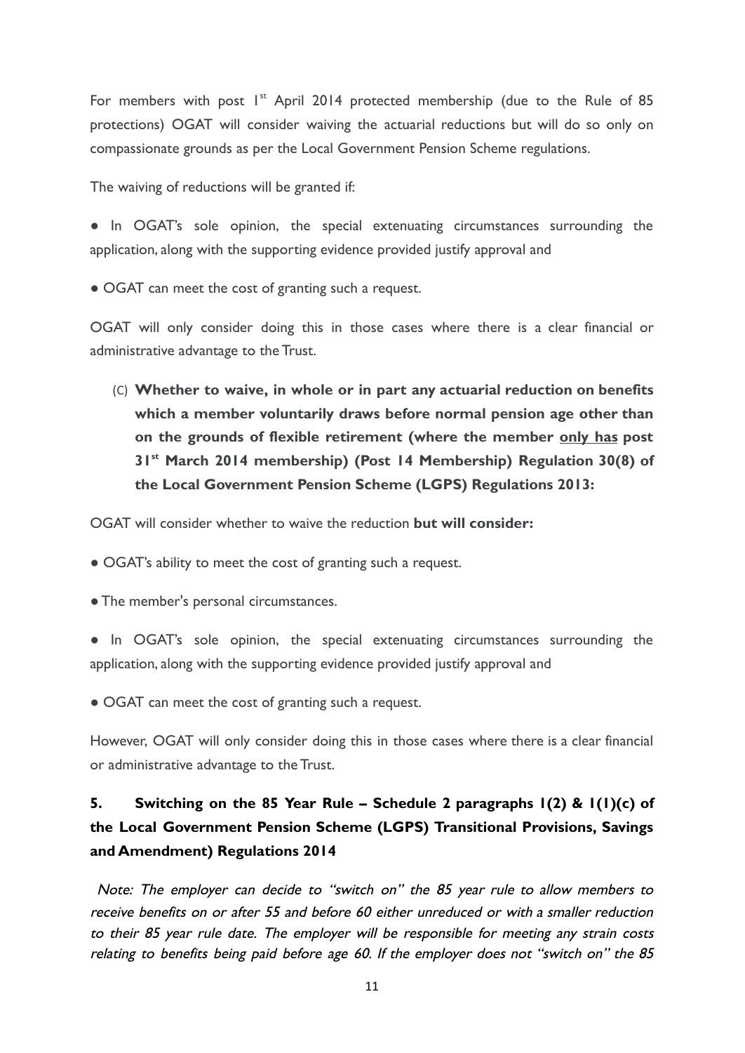For members with post 1st April 2014 protected membership (due to the Rule of 85 protections) OGAT will consider waiving the actuarial reductions but will do so only on compassionate grounds as per the Local Government Pension Scheme regulations.

The waiving of reductions will be granted if:

- In OGAT's sole opinion, the special extenuating circumstances surrounding the application, along with the supporting evidence provided justify approval and
- OGAT can meet the cost of granting such a request.

OGAT will only consider doing this in those cases where there is a clear financial or administrative advantage to the Trust.

(C) **Whether to waive, in whole or in part any actuarial reduction on benefits which a member voluntarily draws before normal pension age other than on the grounds of flexible retirement (where the member <u>only has</u> post 31st March 2014 membership) (Post 14 Membership) Regulation 30(8) of the Local Government Pension Scheme (LGPS) Regulations 2013:**

OGAT will consider whether to waive the reduction **but will consider:**

- OGAT's ability to meet the cost of granting such a request.
- The member's personal circumstances.
- In OGAT's sole opinion, the special extenuating circumstances surrounding the application, along with the supporting evidence provided justify approval and
- OGAT can meet the cost of granting such a request.

However, OGAT will only consider doing this in those cases where there is a clear financial or administrative advantage to the Trust.

## 5. Switching on the 85 Year Rule – Schedule 2 paragraphs 1(2) & 1(1)(c) of the Local Government Pension Scheme (LGPS) Transitional Provisions, Savings and Amendment) Regulations 2014

*Note: The employer can decide to "switch on" the 85 year rule to allow members to receive benefits on or after 55 and before 60 either unreduced or with a smaller reduction to their 85 year rule date. The employer will be responsible for meeting any strain costs relating to benefits being paid before age 60. If the employer does not "switch on" the 85*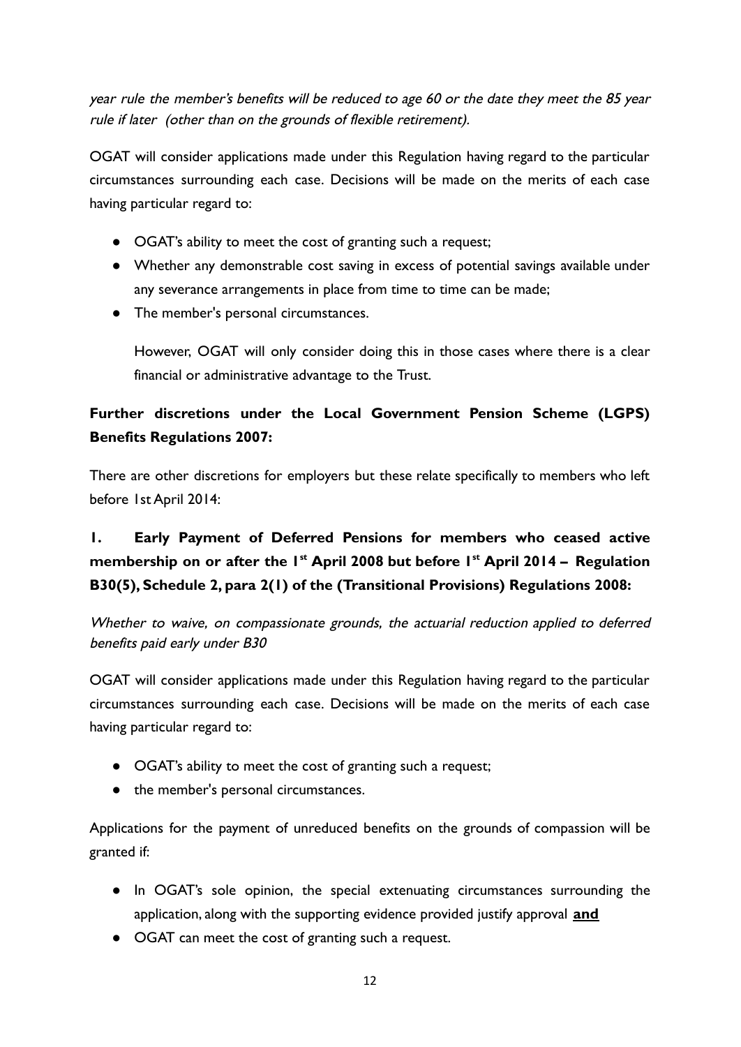*year rule the member's benefits will be reduced to age 60 or the date they meet the 85 year rule if later (other than on the grounds of flexible retirement).*

OGAT will consider applications made under this Regulation having regard to the particular circumstances surrounding each case. Decisions will be made on the merits of each case having particular regard to:

- OGAT's ability to meet the cost of granting such a request;
- Whether any demonstrable cost saving in excess of potential savings available under any severance arrangements in place from time to time can be made;
- The member's personal circumstances.

  However, OGAT will only consider doing this in those cases where there is a clear financial or administrative advantage to the Trust.

**Further discretions under the Local Government Pension Scheme (LGPS) Benefits Regulations 2007:**

There are other discretions for employers but these relate specifically to members who left before 1st April 2014:

**1. Early Payment of Deferred Pensions for members who ceased active membership on or after the 1st April 2008 but before 1st April 2014 – Regulation B30(5), Schedule 2, para 2(1) of the (Transitional Provisions) Regulations 2008:**

*Whether to waive, on compassionate grounds, the actuarial reduction applied to deferred benefits paid early under B30*

OGAT will consider applications made under this Regulation having regard to the particular circumstances surrounding each case. Decisions will be made on the merits of each case having particular regard to:

- OGAT's ability to meet the cost of granting such a request;
- the member's personal circumstances.

Applications for the payment of unreduced benefits on the grounds of compassion will be granted if:

- In OGAT's sole opinion, the special extenuating circumstances surrounding the application, along with the supporting evidence provided justify approval **and**
- OGAT can meet the cost of granting such a request.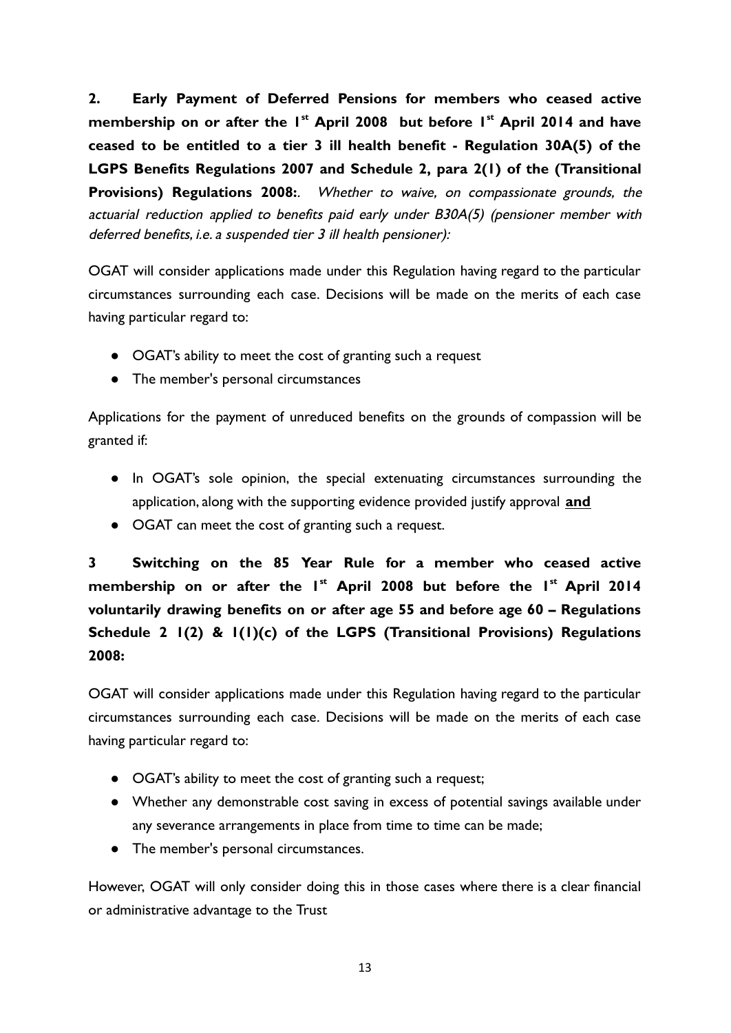**2. Early Payment of Deferred Pensions for members who ceased active membership on or after the 1st April 2008 but before 1st April 2014 and have ceased to be entitled to a tier 3 ill health benefit - Regulation 30A(5) of the LGPS Benefits Regulations 2007 and Schedule 2, para 2(1) of the (Transitional Provisions) Regulations 2008:**. *Whether to waive, on compassionate grounds, the actuarial reduction applied to benefits paid early under B30A(5) (pensioner member with deferred benefits, i.e. a suspended tier 3 ill health pensioner):*

OGAT will consider applications made under this Regulation having regard to the particular circumstances surrounding each case. Decisions will be made on the merits of each case having particular regard to:

- OGAT's ability to meet the cost of granting such a request
- The member's personal circumstances

Applications for the payment of unreduced benefits on the grounds of compassion will be granted if:

- In OGAT's sole opinion, the special extenuating circumstances surrounding the application, along with the supporting evidence provided justify approval **and**
- OGAT can meet the cost of granting such a request.

**3 Switching on the 85 Year Rule for a member who ceased active membership on or after the 1st April 2008 but before the 1st April 2014 voluntarily drawing benefits on or after age 55 and before age 60 – Regulations Schedule 2 1(2) & 1(1)(c) of the LGPS (Transitional Provisions) Regulations 2008:**

OGAT will consider applications made under this Regulation having regard to the particular circumstances surrounding each case. Decisions will be made on the merits of each case having particular regard to:

- OGAT's ability to meet the cost of granting such a request;
- Whether any demonstrable cost saving in excess of potential savings available under any severance arrangements in place from time to time can be made;
- The member's personal circumstances.

However, OGAT will only consider doing this in those cases where there is a clear financial or administrative advantage to the Trust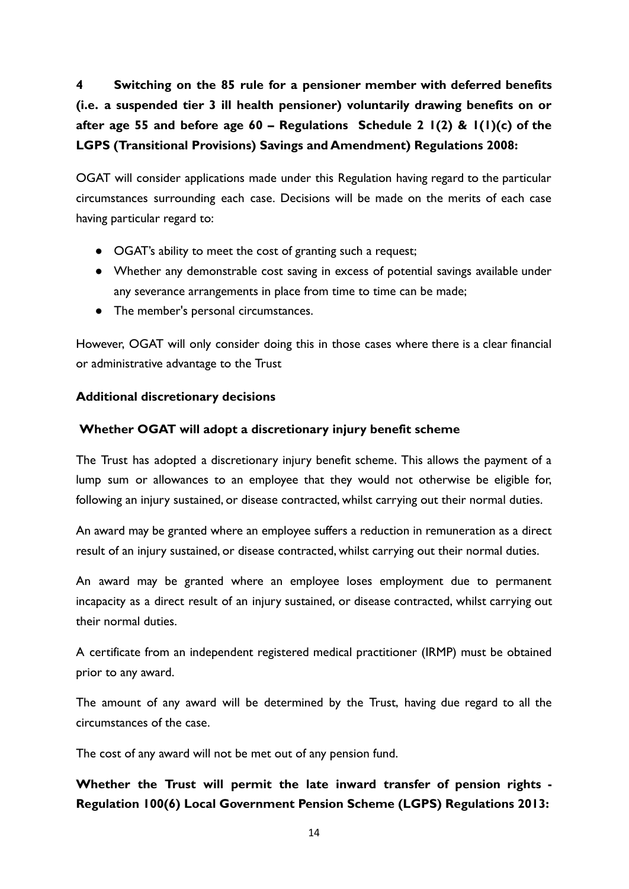**4 Switching on the 85 rule for a pensioner member with deferred benefits (i.e. a suspended tier 3 ill health pensioner) voluntarily drawing benefits on or after age 55 and before age 60 – Regulations Schedule 2 1(2) & 1(1)(c) of the LGPS (Transitional Provisions) Savings and Amendment) Regulations 2008:**

OGAT will consider applications made under this Regulation having regard to the particular circumstances surrounding each case. Decisions will be made on the merits of each case having particular regard to:

- OGAT's ability to meet the cost of granting such a request;
- Whether any demonstrable cost saving in excess of potential savings available under any severance arrangements in place from time to time can be made;
- The member's personal circumstances.

However, OGAT will only consider doing this in those cases where there is a clear financial or administrative advantage to the Trust

**Additional discretionary decisions**

**Whether OGAT will adopt a discretionary injury benefit scheme**

The Trust has adopted a discretionary injury benefit scheme. This allows the payment of a lump sum or allowances to an employee that they would not otherwise be eligible for, following an injury sustained, or disease contracted, whilst carrying out their normal duties.

An award may be granted where an employee suffers a reduction in remuneration as a direct result of an injury sustained, or disease contracted, whilst carrying out their normal duties.

An award may be granted where an employee loses employment due to permanent incapacity as a direct result of an injury sustained, or disease contracted, whilst carrying out their normal duties.

A certificate from an independent registered medical practitioner (IRMP) must be obtained prior to any award.

The amount of any award will be determined by the Trust, having due regard to all the circumstances of the case.

The cost of any award will not be met out of any pension fund.

**Whether the Trust will permit the late inward transfer of pension rights - Regulation 100(6) Local Government Pension Scheme (LGPS) Regulations 2013:**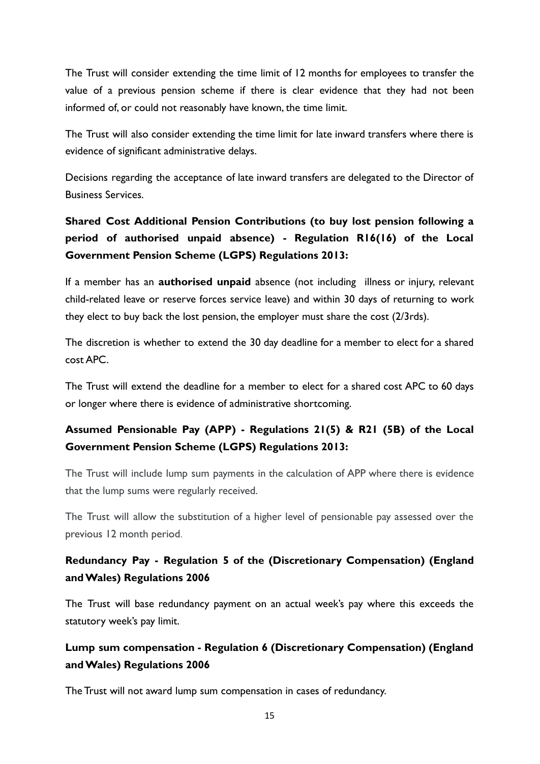The Trust will consider extending the time limit of 12 months for employees to transfer the value of a previous pension scheme if there is clear evidence that they had not been informed of, or could not reasonably have known, the time limit.

The Trust will also consider extending the time limit for late inward transfers where there is evidence of significant administrative delays.

Decisions regarding the acceptance of late inward transfers are delegated to the Director of Business Services.

**Shared Cost Additional Pension Contributions (to buy lost pension following a period of authorised unpaid absence) - Regulation R16(16) of the Local Government Pension Scheme (LGPS) Regulations 2013:**

If a member has an **authorised unpaid** absence (not including illness or injury, relevant child-related leave or reserve forces service leave) and within 30 days of returning to work they elect to buy back the lost pension, the employer must share the cost (2/3rds).

The discretion is whether to extend the 30 day deadline for a member to elect for a shared cost APC.

The Trust will extend the deadline for a member to elect for a shared cost APC to 60 days or longer where there is evidence of administrative shortcoming.

**Assumed Pensionable Pay (APP) - Regulations 21(5) & R21 (5B) of the Local Government Pension Scheme (LGPS) Regulations 2013:**

The Trust will include lump sum payments in the calculation of APP where there is evidence that the lump sums were regularly received.

The Trust will allow the substitution of a higher level of pensionable pay assessed over the previous 12 month period.

**Redundancy Pay - Regulation 5 of the (Discretionary Compensation) (England and Wales) Regulations 2006**

The Trust will base redundancy payment on an actual week's pay where this exceeds the statutory week's pay limit.

**Lump sum compensation - Regulation 6 (Discretionary Compensation) (England and Wales) Regulations 2006**

The Trust will not award lump sum compensation in cases of redundancy.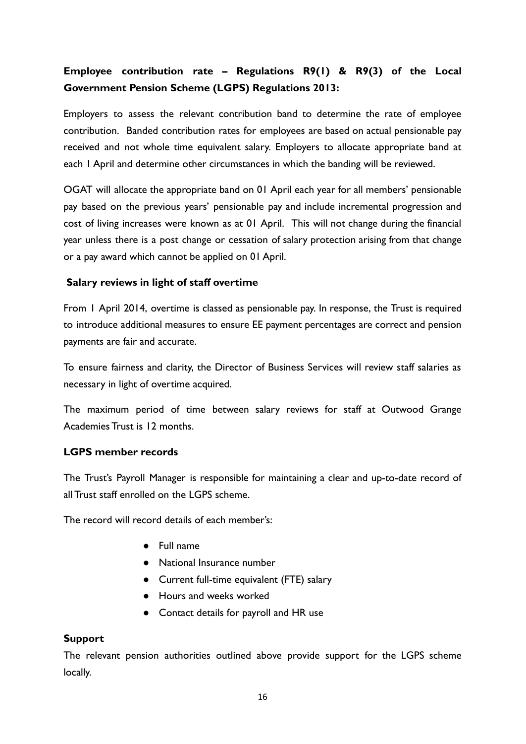**Employee contribution rate – Regulations R9(1) & R9(3) of the Local Government Pension Scheme (LGPS) Regulations 2013:**

Employers to assess the relevant contribution band to determine the rate of employee contribution. Banded contribution rates for employees are based on actual pensionable pay received and not whole time equivalent salary. Employers to allocate appropriate band at each 1 April and determine other circumstances in which the banding will be reviewed.

OGAT will allocate the appropriate band on 01 April each year for all members' pensionable pay based on the previous years' pensionable pay and include incremental progression and cost of living increases were known as at 01 April. This will not change during the financial year unless there is a post change or cessation of salary protection arising from that change or a pay award which cannot be applied on 01 April.

**Salary reviews in light of staff overtime**

From 1 April 2014, overtime is classed as pensionable pay. In response, the Trust is required to introduce additional measures to ensure EE payment percentages are correct and pension payments are fair and accurate.

To ensure fairness and clarity, the Director of Business Services will review staff salaries as necessary in light of overtime acquired.

The maximum period of time between salary reviews for staff at Outwood Grange Academies Trust is 12 months.

**LGPS member records**

The Trust's Payroll Manager is responsible for maintaining a clear and up-to-date record of all Trust staff enrolled on the LGPS scheme.

The record will record details of each member's:

- Full name
- National Insurance number
- Current full-time equivalent (FTE) salary
- Hours and weeks worked
- Contact details for payroll and HR use

**Support**

The relevant pension authorities outlined above provide support for the LGPS scheme locally.